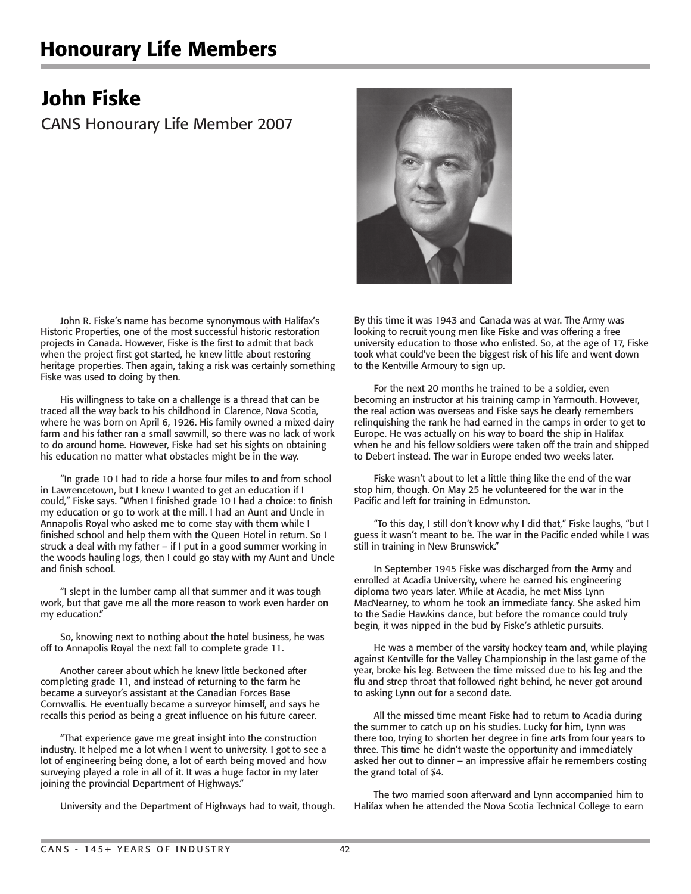# Honourary Life Members

## John Fiske

CANS Honourary Life Member 2007

John R. Fiske's name has become synonymous with Halifax's Historic Properties, one of the most successful historic restoration projects in Canada. However, Fiske is the first to admit that back when the project first got started, he knew little about restoring heritage properties. Then again, taking a risk was certainly something Fiske was used to doing by then.

His willingness to take on a challenge is a thread that can be traced all the way back to his childhood in Clarence, Nova Scotia, where he was born on April 6, 1926. His family owned a mixed dairy farm and his father ran a small sawmill, so there was no lack of work to do around home. However, Fiske had set his sights on obtaining his education no matter what obstacles might be in the way.

"In grade 10 I had to ride a horse four miles to and from school in Lawrencetown, but I knew I wanted to get an education if I could," Fiske says. "When I finished grade 10 I had a choice: to finish my education or go to work at the mill. I had an Aunt and Uncle in Annapolis Royal who asked me to come stay with them while I finished school and help them with the Queen Hotel in return. So I struck a deal with my father – if I put in a good summer working in the woods hauling logs, then I could go stay with my Aunt and Uncle and finish school.

"I slept in the lumber camp all that summer and it was tough work, but that gave me all the more reason to work even harder on my education."

So, knowing next to nothing about the hotel business, he was off to Annapolis Royal the next fall to complete grade 11.

Another career about which he knew little beckoned after completing grade 11, and instead of returning to the farm he became a surveyor's assistant at the Canadian Forces Base Cornwallis. He eventually became a surveyor himself, and says he recalls this period as being a great influence on his future career.

"That experience gave me great insight into the construction industry. It helped me a lot when I went to university. I got to see a lot of engineering being done, a lot of earth being moved and how surveying played a role in all of it. It was a huge factor in my later joining the provincial Department of Highways."

University and the Department of Highways had to wait, though. By this time it was 1943 and Canada was at war. The Army was looking to recruit young men like Fiske and was offering a free university education to those who enlisted. So, at the age of 17, Fiske took what could've been the biggest risk of his life and went down to the Kentville Armoury to sign up.

For the next 20 months he trained to be a soldier, even becoming an instructor at his training camp in Yarmouth. However, the real action was overseas and Fiske says he clearly remembers relinquishing the rank he had earned in the camps in order to get to Europe. He was actually on his way to board the ship in Halifax when he and his fellow soldiers were taken off the train and shipped to Debert instead. The war in Europe ended two weeks later.

Fiske wasn't about to let a little thing like the end of the war stop him, though. On May 25 he volunteered for the war in the Pacific and left for training in Edmunston.

"To this day, I still don't know why I did that," Fiske laughs, "but I guess it wasn't meant to be. The war in the Pacific ended while I was still in training in New Brunswick."

In September 1945 Fiske was discharged from the Army and enrolled at Acadia University, where he earned his engineering diploma two years later. While at Acadia, he met Miss Lynn MacNearney, to whom he took an immediate fancy. She asked him to the Sadie Hawkins dance, but before the romance could truly begin, it was nipped in the bud by Fiske's athletic pursuits.

He was a member of the varsity hockey team and, while playing against Kentville for the Valley Championship in the last game of the year, broke his leg. Between the time missed due to his leg and the flu and strep throat that followed right behind, he never got around to asking Lynn out for a second date.

All the missed time meant Fiske had to return to Acadia during the summer to catch up on his studies. Lucky for him, Lynn was there too, trying to shorten her degree in fine arts from four years to three. This time he didn't waste the opportunity and immediately asked her out to dinner – an impressive affair he remembers costing the grand total of $4.

The two married soon afterward and Lynn accompanied him to Halifax when he attended the Nova Scotia Technical College to earn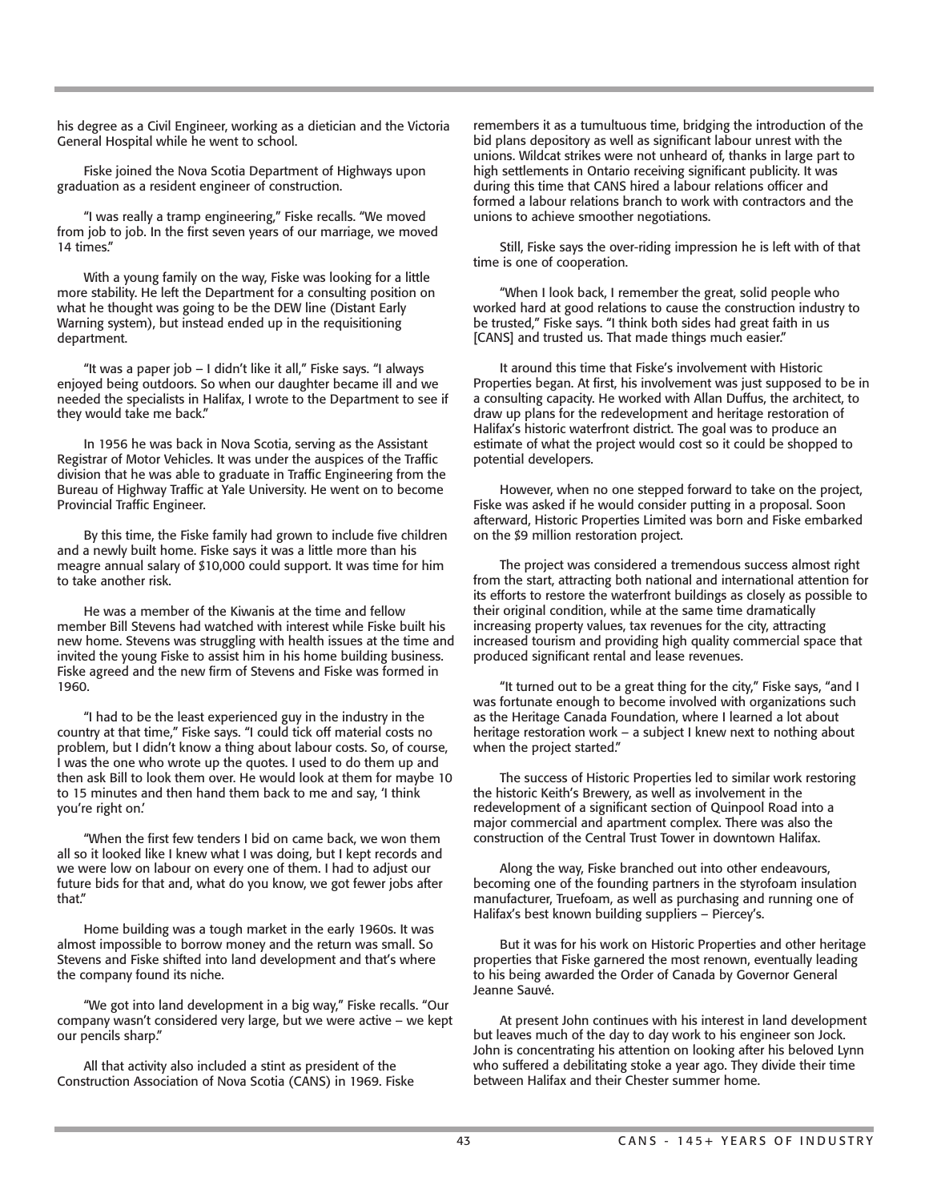his degree as a Civil Engineer, working as a dietician and the Victoria General Hospital while he went to school.

Fiske joined the Nova Scotia Department of Highways upon graduation as a resident engineer of construction.

"I was really a tramp engineering," Fiske recalls. "We moved from job to job. In the first seven years of our marriage, we moved 14 times."

With a young family on the way, Fiske was looking for a little more stability. He left the Department for a consulting position on what he thought was going to be the DEW line (Distant Early Warning system), but instead ended up in the requisitioning department.

"It was a paper job – I didn't like it all," Fiske says. "I always enjoyed being outdoors. So when our daughter became ill and we needed the specialists in Halifax, I wrote to the Department to see if they would take me back."

In 1956 he was back in Nova Scotia, serving as the Assistant Registrar of Motor Vehicles. It was under the auspices of the Traffic division that he was able to graduate in Traffic Engineering from the Bureau of Highway Traffic at Yale University. He went on to become Provincial Traffic Engineer.

By this time, the Fiske family had grown to include five children and a newly built home. Fiske says it was a little more than his meagre annual salary of $10,000 could support. It was time for him to take another risk.

He was a member of the Kiwanis at the time and fellow member Bill Stevens had watched with interest while Fiske built his new home. Stevens was struggling with health issues at the time and invited the young Fiske to assist him in his home building business. Fiske agreed and the new firm of Stevens and Fiske was formed in 1960.

"I had to be the least experienced guy in the industry in the country at that time," Fiske says. "I could tick off material costs no problem, but I didn't know a thing about labour costs. So, of course, I was the one who wrote up the quotes. I used to do them up and then ask Bill to look them over. He would look at them for maybe 10 to 15 minutes and then hand them back to me and say, 'I think you're right on.'

"When the first few tenders I bid on came back, we won them all so it looked like I knew what I was doing, but I kept records and we were low on labour on every one of them. I had to adjust our future bids for that and, what do you know, we got fewer jobs after that."

Home building was a tough market in the early 1960s. It was almost impossible to borrow money and the return was small. So Stevens and Fiske shifted into land development and that's where the company found its niche.

"We got into land development in a big way," Fiske recalls. "Our company wasn't considered very large, but we were active – we kept our pencils sharp."

All that activity also included a stint as president of the Construction Association of Nova Scotia (CANS) in 1969. Fiske remembers it as a tumultuous time, bridging the introduction of the bid plans depository as well as significant labour unrest with the unions. Wildcat strikes were not unheard of, thanks in large part to high settlements in Ontario receiving significant publicity. It was during this time that CANS hired a labour relations officer and formed a labour relations branch to work with contractors and the unions to achieve smoother negotiations.

Still, Fiske says the over-riding impression he is left with of that time is one of cooperation.

"When I look back, I remember the great, solid people who worked hard at good relations to cause the construction industry to be trusted," Fiske says. "I think both sides had great faith in us [CANS] and trusted us. That made things much easier."

It around this time that Fiske's involvement with Historic Properties began. At first, his involvement was just supposed to be in a consulting capacity. He worked with Allan Duffus, the architect, to draw up plans for the redevelopment and heritage restoration of Halifax's historic waterfront district. The goal was to produce an estimate of what the project would cost so it could be shopped to potential developers.

However, when no one stepped forward to take on the project, Fiske was asked if he would consider putting in a proposal. Soon afterward, Historic Properties Limited was born and Fiske embarked on the $9 million restoration project.

The project was considered a tremendous success almost right from the start, attracting both national and international attention for its efforts to restore the waterfront buildings as closely as possible to their original condition, while at the same time dramatically increasing property values, tax revenues for the city, attracting increased tourism and providing high quality commercial space that produced significant rental and lease revenues.

"It turned out to be a great thing for the city," Fiske says, "and I was fortunate enough to become involved with organizations such as the Heritage Canada Foundation, where I learned a lot about heritage restoration work – a subject I knew next to nothing about when the project started."

The success of Historic Properties led to similar work restoring the historic Keith's Brewery, as well as involvement in the redevelopment of a significant section of Quinpool Road into a major commercial and apartment complex. There was also the construction of the Central Trust Tower in downtown Halifax.

Along the way, Fiske branched out into other endeavours, becoming one of the founding partners in the styrofoam insulation manufacturer, Truefoam, as well as purchasing and running one of Halifax's best known building suppliers – Piercey's.

But it was for his work on Historic Properties and other heritage properties that Fiske garnered the most renown, eventually leading to his being awarded the Order of Canada by Governor General Jeanne Sauvé.

At present John continues with his interest in land development but leaves much of the day to day work to his engineer son Jock. John is concentrating his attention on looking after his beloved Lynn who suffered a debilitating stoke a year ago. They divide their time between Halifax and their Chester summer home.